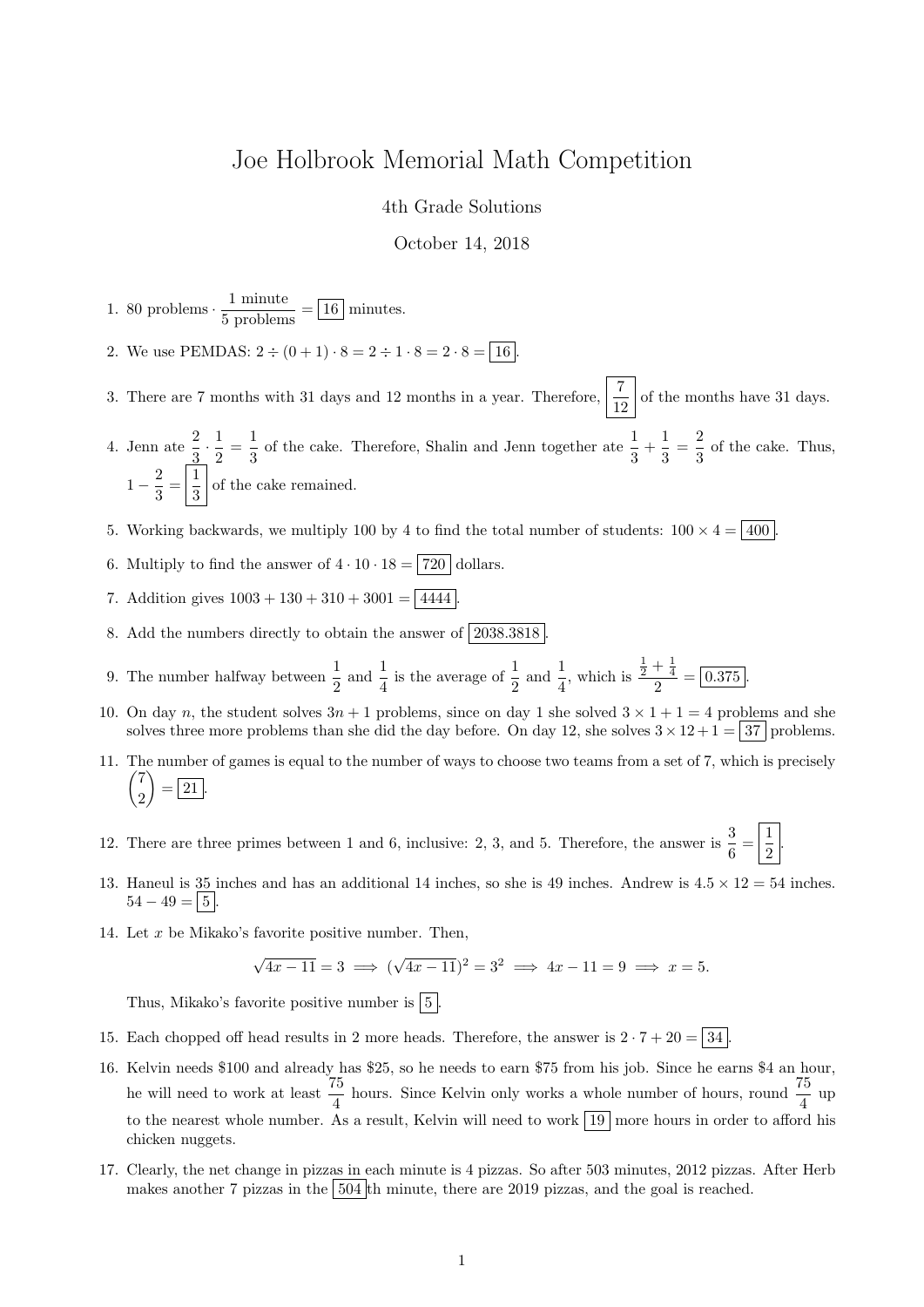# Joe Holbrook Memorial Math Competition

4th Grade Solutions

October 14, 2018

1. 80 problems $\cdot \dfrac{1 \text{ minute}}{5 \text{ problems}} = \boxed{16}$ minutes.

2. We use PEMDAS: $2 \div (0+1) \cdot 8 = 2 \div 1 \cdot 8 = 2 \cdot 8 = \boxed{16}$.

3. There are 7 months with 31 days and 12 months in a year. Therefore, $\boxed{\dfrac{7}{12}}$ of the months have 31 days.

4. Jenn ate $\dfrac{2}{3} \cdot \dfrac{1}{2} = \dfrac{1}{3}$ of the cake. Therefore, Shalin and Jenn together ate $\dfrac{1}{3} + \dfrac{1}{3} = \dfrac{2}{3}$ of the cake. Thus, $1 - \dfrac{2}{3} = \boxed{\dfrac{1}{3}}$ of the cake remained.

5. Working backwards, we multiply 100 by 4 to find the total number of students: $100 \times 4 = \boxed{400}$.

6. Multiply to find the answer of $4 \cdot 10 \cdot 18 = \boxed{720}$ dollars.

7. Addition gives $1003 + 130 + 310 + 3001 = \boxed{4444}$.

8. Add the numbers directly to obtain the answer of $\boxed{2038.3818}$.

9. The number halfway between $\dfrac{1}{2}$ and $\dfrac{1}{4}$ is the average of $\dfrac{1}{2}$ and $\dfrac{1}{4}$, which is $\dfrac{\frac{1}{2} + \frac{1}{4}}{2} = \boxed{0.375}$.

10. On day $n$, the student solves $3n + 1$ problems, since on day 1 she solved $3 \times 1 + 1 = 4$ problems and she solves three more problems than she did the day before. On day 12, she solves $3 \times 12 + 1 = \boxed{37}$ problems.

11. The number of games is equal to the number of ways to choose two teams from a set of 7, which is precisely $\dbinom{7}{2} = \boxed{21}$.

12. There are three primes between 1 and 6, inclusive: 2, 3, and 5. Therefore, the answer is $\dfrac{3}{6} = \boxed{\dfrac{1}{2}}$.

13. Haneul is 35 inches and has an additional 14 inches, so she is 49 inches. Andrew is $4.5 \times 12 = 54$ inches. $54 - 49 = \boxed{5}$.

14. Let $x$ be Mikako's favorite positive number. Then,

$$\sqrt{4x - 11} = 3 \implies (\sqrt{4x - 11})^2 = 3^2 \implies 4x - 11 = 9 \implies x = 5.$$

Thus, Mikako's favorite positive number is $\boxed{5}$.

15. Each chopped off head results in 2 more heads. Therefore, the answer is $2 \cdot 7 + 20 = \boxed{34}$.

16. Kelvin needs \$100 and already has \$25, so he needs to earn \$75 from his job. Since he earns \$4 an hour, he will need to work at least $\dfrac{75}{4}$ hours. Since Kelvin only works a whole number of hours, round $\dfrac{75}{4}$ up to the nearest whole number. As a result, Kelvin will need to work $\boxed{19}$ more hours in order to afford his chicken nuggets.

17. Clearly, the net change in pizzas in each minute is 4 pizzas. So after 503 minutes, 2012 pizzas. After Herb makes another 7 pizzas in the $\boxed{504}$th minute, there are 2019 pizzas, and the goal is reached.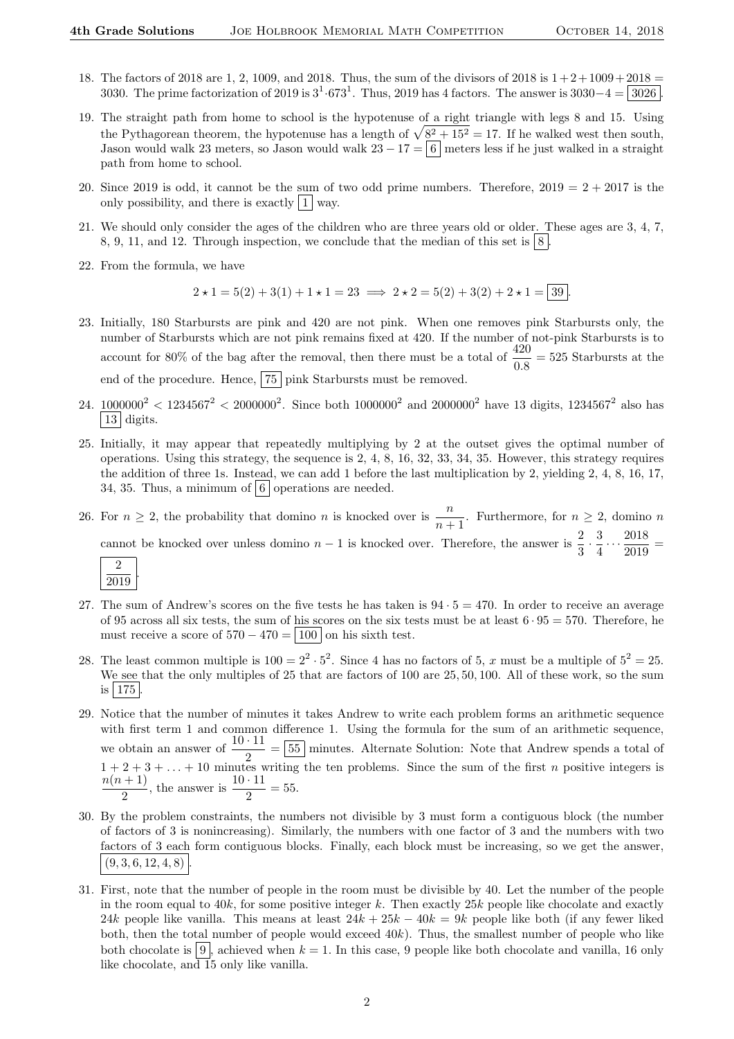18. The factors of 2018 are 1, 2, 1009, and 2018. Thus, the sum of the divisors of 2018 is $1+2+1009+2018 = 3030$. The prime factorization of 2019 is $3^1 \cdot 673^1$. Thus, 2019 has 4 factors. The answer is $3030-4 = \boxed{3026}$.

19. The straight path from home to school is the hypotenuse of a right triangle with legs 8 and 15. Using the Pythagorean theorem, the hypotenuse has a length of $\sqrt{8^2+15^2} = 17$. If he walked west then south, Jason would walk 23 meters, so Jason would walk $23 - 17 = \boxed{6}$ meters less if he just walked in a straight path from home to school.

20. Since 2019 is odd, it cannot be the sum of two odd prime numbers. Therefore, $2019 = 2 + 2017$ is the only possibility, and there is exactly $\boxed{1}$ way.

21. We should only consider the ages of the children who are three years old or older. These ages are 3, 4, 7, 8, 9, 11, and 12. Through inspection, we conclude that the median of this set is $\boxed{8}$.

22. From the formula, we have

$$2 \star 1 = 5(2) + 3(1) + 1 \star 1 = 23 \implies 2 \star 2 = 5(2) + 3(2) + 2 \star 1 = \boxed{39}.$$

23. Initially, 180 Starbursts are pink and 420 are not pink. When one removes pink Starbursts only, the number of Starbursts which are not pink remains fixed at 420. If the number of not-pink Starbursts is to account for 80% of the bag after the removal, then there must be a total of $\frac{420}{0.8} = 525$ Starbursts at the end of the procedure. Hence, $\boxed{75}$ pink Starbursts must be removed.

24. $1000000^2 < 1234567^2 < 2000000^2$. Since both $1000000^2$ and $2000000^2$ have 13 digits, $1234567^2$ also has $\boxed{13}$ digits.

25. Initially, it may appear that repeatedly multiplying by 2 at the outset gives the optimal number of operations. Using this strategy, the sequence is 2, 4, 8, 16, 32, 33, 34, 35. However, this strategy requires the addition of three 1s. Instead, we can add 1 before the last multiplication by 2, yielding 2, 4, 8, 16, 17, 34, 35. Thus, a minimum of $\boxed{6}$ operations are needed.

26. For $n \geq 2$, the probability that domino $n$ is knocked over is $\frac{n}{n+1}$. Furthermore, for $n \geq 2$, domino $n$ cannot be knocked over unless domino $n-1$ is knocked over. Therefore, the answer is $\frac{2}{3} \cdot \frac{3}{4} \cdots \frac{2018}{2019} = \boxed{\frac{2}{2019}}$.

27. The sum of Andrew's scores on the five tests he has taken is $94 \cdot 5 = 470$. In order to receive an average of 95 across all six tests, the sum of his scores on the six tests must be at least $6 \cdot 95 = 570$. Therefore, he must receive a score of $570 - 470 = \boxed{100}$ on his sixth test.

28. The least common multiple is $100 = 2^2 \cdot 5^2$. Since 4 has no factors of 5, $x$ must be a multiple of $5^2 = 25$. We see that the only multiples of 25 that are factors of 100 are 25, 50, 100. All of these work, so the sum is $\boxed{175}$.

29. Notice that the number of minutes it takes Andrew to write each problem forms an arithmetic sequence with first term 1 and common difference 1. Using the formula for the sum of an arithmetic sequence, we obtain an answer of $\frac{10 \cdot 11}{2} = \boxed{55}$ minutes. Alternate Solution: Note that Andrew spends a total of $1 + 2 + 3 + \ldots + 10$ minutes writing the ten problems. Since the sum of the first $n$ positive integers is $\frac{n(n+1)}{2}$, the answer is $\frac{10 \cdot 11}{2} = 55$.

30. By the problem constraints, the numbers not divisible by 3 must form a contiguous block (the number of factors of 3 is nonincreasing). Similarly, the numbers with one factor of 3 and the numbers with two factors of 3 each form contiguous blocks. Finally, each block must be increasing, so we get the answer, $\boxed{(9, 3, 6, 12, 4, 8)}$.

31. First, note that the number of people in the room must be divisible by 40. Let the number of the people in the room equal to $40k$, for some positive integer $k$. Then exactly $25k$ people like chocolate and exactly $24k$ people like vanilla. This means at least $24k + 25k - 40k = 9k$ people like both (if any fewer liked both, then the total number of people would exceed $40k$). Thus, the smallest number of people who like both chocolate is $\boxed{9}$, achieved when $k = 1$. In this case, 9 people like both chocolate and vanilla, 16 only like chocolate, and 15 only like vanilla.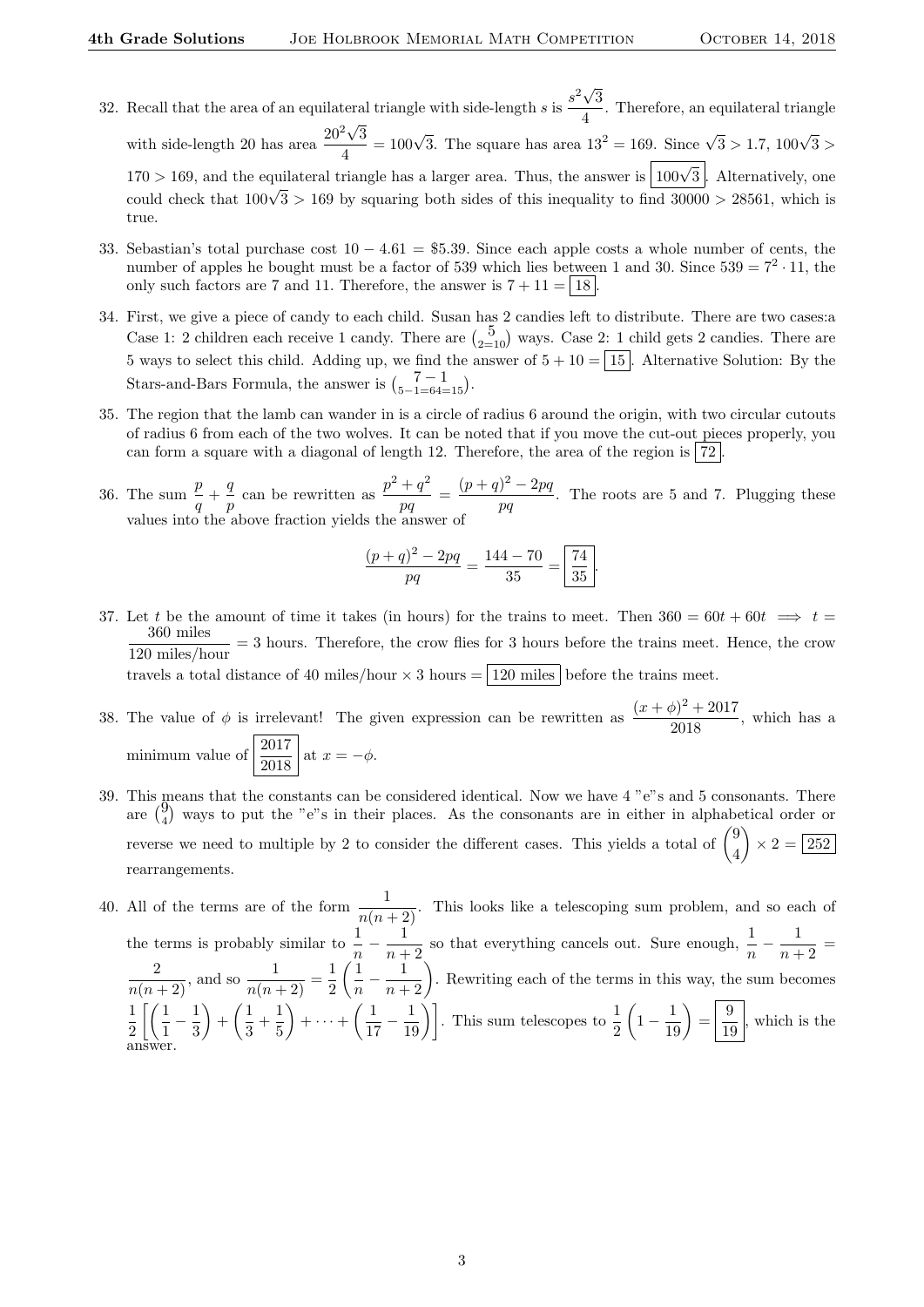32. Recall that the area of an equilateral triangle with side-length $s$ is $\frac{s^2\sqrt{3}}{4}$. Therefore, an equilateral triangle with side-length 20 has area $\frac{20^2\sqrt{3}}{4} = 100\sqrt{3}$. The square has area $13^2 = 169$. Since $\sqrt{3} > 1.7$, $100\sqrt{3} > 170 > 169$, and the equilateral triangle has a larger area. Thus, the answer is $\boxed{100\sqrt{3}}$. Alternatively, one could check that $100\sqrt{3} > 169$ by squaring both sides of this inequality to find $30000 > 28561$, which is true.

33. Sebastian's total purchase cost $10 - 4.61 = \$5.39$. Since each apple costs a whole number of cents, the number of apples he bought must be a factor of 539 which lies between 1 and 30. Since $539 = 7^2 \cdot 11$, the only such factors are 7 and 11. Therefore, the answer is $7 + 11 = \boxed{18}$.

34. First, we give a piece of candy to each child. Susan has 2 candies left to distribute. There are two cases:a Case 1: 2 children each receive 1 candy. There are $\binom{5}{2=10}$ ways. Case 2: 1 child gets 2 candies. There are 5 ways to select this child. Adding up, we find the answer of $5 + 10 = \boxed{15}$. Alternative Solution: By the Stars-and-Bars Formula, the answer is $\binom{7-1}{5-1=64=15}$.

35. The region that the lamb can wander in is a circle of radius 6 around the origin, with two circular cutouts of radius 6 from each of the two wolves. It can be noted that if you move the cut-out pieces properly, you can form a square with a diagonal of length 12. Therefore, the area of the region is $\boxed{72}$.

36. The sum $\frac{p}{q} + \frac{q}{p}$ can be rewritten as $\frac{p^2+q^2}{pq} = \frac{(p+q)^2 - 2pq}{pq}$. The roots are 5 and 7. Plugging these values into the above fraction yields the answer of

$$\frac{(p+q)^2 - 2pq}{pq} = \frac{144 - 70}{35} = \boxed{\frac{74}{35}}.$$

37. Let $t$ be the amount of time it takes (in hours) for the trains to meet. Then $360 = 60t + 60t \implies t = \frac{360 \text{ miles}}{120 \text{ miles/hour}} = 3$ hours. Therefore, the crow flies for 3 hours before the trains meet. Hence, the crow travels a total distance of 40 miles/hour $\times$ 3 hours $= \boxed{120 \text{ miles}}$ before the trains meet.

38. The value of $\phi$ is irrelevant! The given expression can be rewritten as $\frac{(x+\phi)^2 + 2017}{2018}$, which has a minimum value of $\boxed{\frac{2017}{2018}}$ at $x = -\phi$.

39. This means that the constants can be considered identical. Now we have 4 "e"s and 5 consonants. There are $\binom{9}{4}$ ways to put the "e"s in their places. As the consonants are in either in alphabetical order or reverse we need to multiple by 2 to consider the different cases. This yields a total of $\binom{9}{4} \times 2 = \boxed{252}$ rearrangements.

40. All of the terms are of the form $\frac{1}{n(n+2)}$. This looks like a telescoping sum problem, and so each of the terms is probably similar to $\frac{1}{n} - \frac{1}{n+2}$ so that everything cancels out. Sure enough, $\frac{1}{n} - \frac{1}{n+2} = \frac{2}{n(n+2)}$, and so $\frac{1}{n(n+2)} = \frac{1}{2}\left(\frac{1}{n} - \frac{1}{n+2}\right)$. Rewriting each of the terms in this way, the sum becomes $\frac{1}{2}\left[\left(\frac{1}{1} - \frac{1}{3}\right) + \left(\frac{1}{3} + \frac{1}{5}\right) + \cdots + \left(\frac{1}{17} - \frac{1}{19}\right)\right]$. This sum telescopes to $\frac{1}{2}\left(1 - \frac{1}{19}\right) = \boxed{\frac{9}{19}}$, which is the answer.